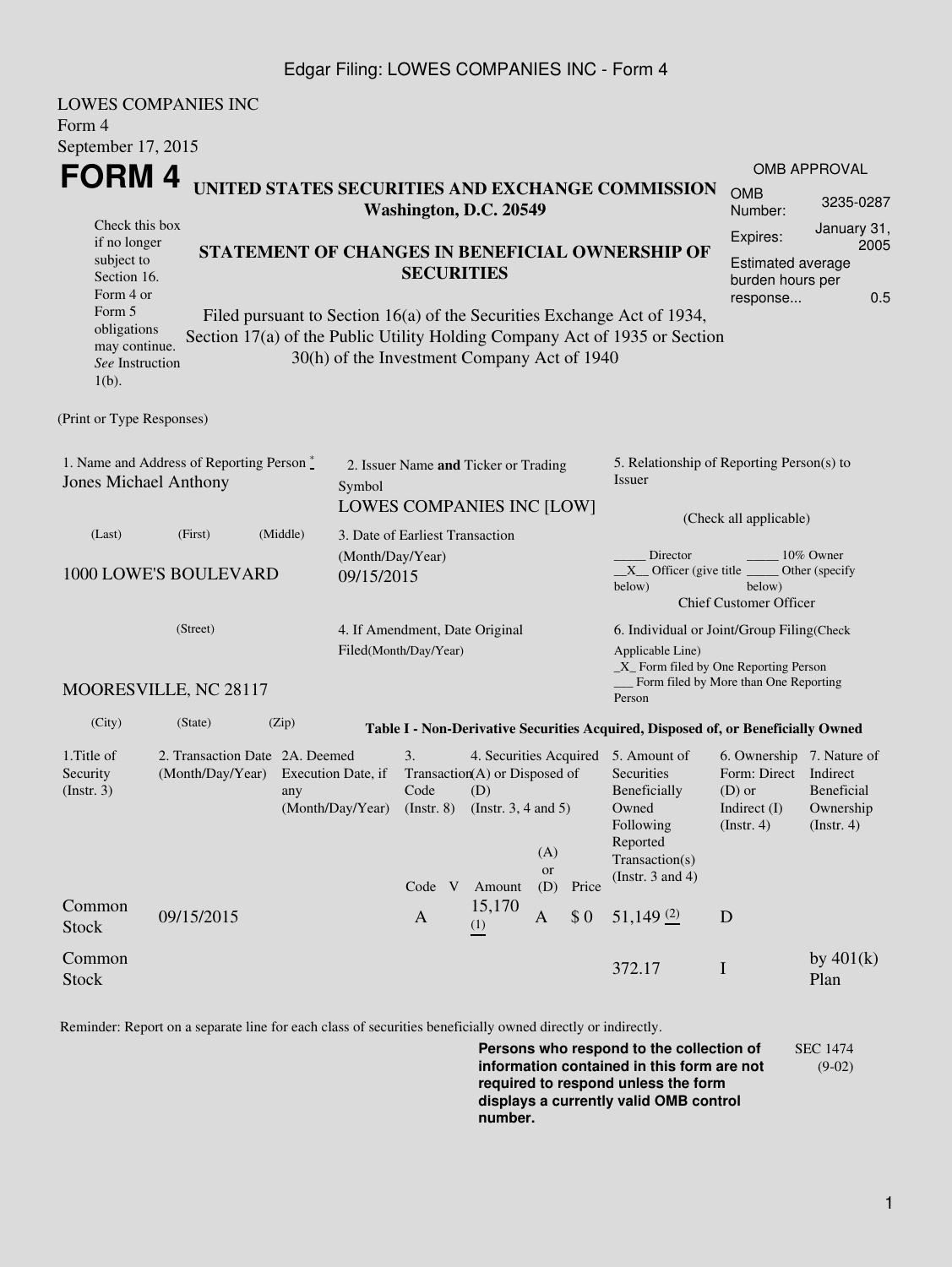LOWES COMPANIES INC
Form 4
September 17, 2015

# FORM 4

**UNITED STATES SECURITIES AND EXCHANGE COMMISSION**
**Washington, D.C. 20549**

OMB APPROVAL

| | |
|---|---|
| OMB Number: | 3235-0287 |
| Expires: | January 31, 2005 |
| Estimated average burden hours per response... | 0.5 |

Check this box if no longer subject to Section 16. Form 4 or Form 5 obligations may continue. *See* Instruction 1(b).

**STATEMENT OF CHANGES IN BENEFICIAL OWNERSHIP OF SECURITIES**

Filed pursuant to Section 16(a) of the Securities Exchange Act of 1934, Section 17(a) of the Public Utility Holding Company Act of 1935 or Section 30(h) of the Investment Company Act of 1940

(Print or Type Responses)

1. Name and Address of Reporting Person *
Jones Michael Anthony

(Last) (First) (Middle)

1000 LOWE'S BOULEVARD

(Street)

MOORESVILLE, NC 28117

(City) (State) (Zip)

2. Issuer Name **and** Ticker or Trading Symbol
LOWES COMPANIES INC [LOW]

3. Date of Earliest Transaction (Month/Day/Year)
09/15/2015

4. If Amendment, Date Original Filed(Month/Day/Year)

5. Relationship of Reporting Person(s) to Issuer

(Check all applicable)

_____ Director _____ 10% Owner
__X__ Officer (give title below) _____ Other (specify below)
Chief Customer Officer

6. Individual or Joint/Group Filing(Check Applicable Line)
_X_ Form filed by One Reporting Person
___ Form filed by More than One Reporting Person

**Table I - Non-Derivative Securities Acquired, Disposed of, or Beneficially Owned**

| 1.Title of Security (Instr. 3) | 2. Transaction Date (Month/Day/Year) | 2A. Deemed Execution Date, if any (Month/Day/Year) | 3. Transaction Code (Instr. 8) | | 4. Securities Acquired (A) or Disposed of (D) (Instr. 3, 4 and 5) | | | 5. Amount of Securities Beneficially Owned Following Reported Transaction(s) (Instr. 3 and 4) | 6. Ownership Form: Direct (D) or Indirect (I) (Instr. 4) | 7. Nature of Indirect Beneficial Ownership (Instr. 4) |
|---|---|---|---|---|---|---|---|---|---|---|
| | | | Code | V | Amount | (A) or (D) | Price | | | |
| Common Stock | 09/15/2015 | | A | | 15,170 (1) | A | $ 0 | 51,149 (2) | D | |
| Common Stock | | | | | | | | 372.17 | I | by 401(k) Plan |

Reminder: Report on a separate line for each class of securities beneficially owned directly or indirectly.

**Persons who respond to the collection of information contained in this form are not required to respond unless the form displays a currently valid OMB control number.**

SEC 1474 (9-02)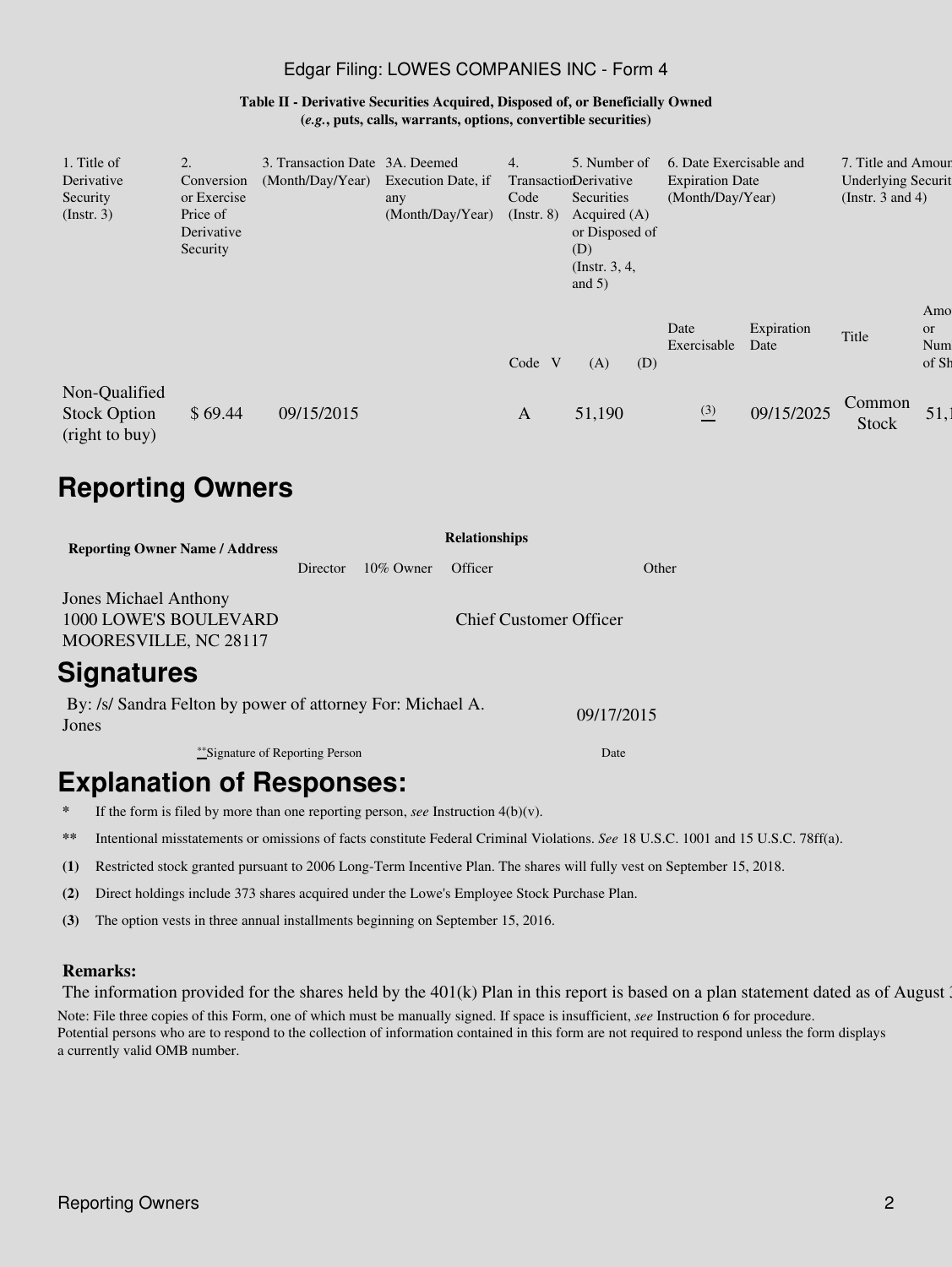Table II - Derivative Securities Acquired, Disposed of, or Beneficially Owned
(*e.g.*, puts, calls, warrants, options, convertible securities)

| 1. Title of Derivative Security (Instr. 3) | 2. Conversion or Exercise Price of Derivative Security | 3. Transaction Date (Month/Day/Year) | 3A. Deemed Execution Date, if any (Month/Day/Year) | 4. Transaction Code (Instr. 8) | | 5. Number of Derivative Securities Acquired (A) or Disposed of (D) (Instr. 3, 4, and 5) | | 6. Date Exercisable and Expiration Date (Month/Day/Year) | | 7. Title and Amount of Underlying Securities (Instr. 3 and 4) | |
|---|---|---|---|---|---|---|---|---|---|---|---|
| | | | | Code | V | (A) | (D) | Date Exercisable | Expiration Date | Title | Amount or Number of Shares |
| Non-Qualified Stock Option (right to buy) | $ 69.44 | 09/15/2015 | | A | | 51,190 | | (3) | 09/15/2025 | Common Stock | 51,1 |

# Reporting Owners

| Reporting Owner Name / Address | Relationships | | | |
|---|---|---|---|---|
| | Director | 10% Owner | Officer | Other |
| Jones Michael Anthony<br>1000 LOWE'S BOULEVARD<br>MOORESVILLE, NC 28117 | | | Chief Customer Officer | |

# Signatures

| | |
|---|---|
| By: /s/ Sandra Felton by power of attorney For: Michael A. Jones | 09/17/2015 |
| **Signature of Reporting Person | Date |

# Explanation of Responses:

- \* If the form is filed by more than one reporting person, *see* Instruction 4(b)(v).
- ** Intentional misstatements or omissions of facts constitute Federal Criminal Violations. *See* 18 U.S.C. 1001 and 15 U.S.C. 78ff(a).
- **(1)** Restricted stock granted pursuant to 2006 Long-Term Incentive Plan. The shares will fully vest on September 15, 2018.
- **(2)** Direct holdings include 373 shares acquired under the Lowe's Employee Stock Purchase Plan.
- **(3)** The option vests in three annual installments beginning on September 15, 2016.

**Remarks:**

The information provided for the shares held by the 401(k) Plan in this report is based on a plan statement dated as of August 3

Note: File three copies of this Form, one of which must be manually signed. If space is insufficient, *see* Instruction 6 for procedure.
Potential persons who are to respond to the collection of information contained in this form are not required to respond unless the form displays a currently valid OMB number.